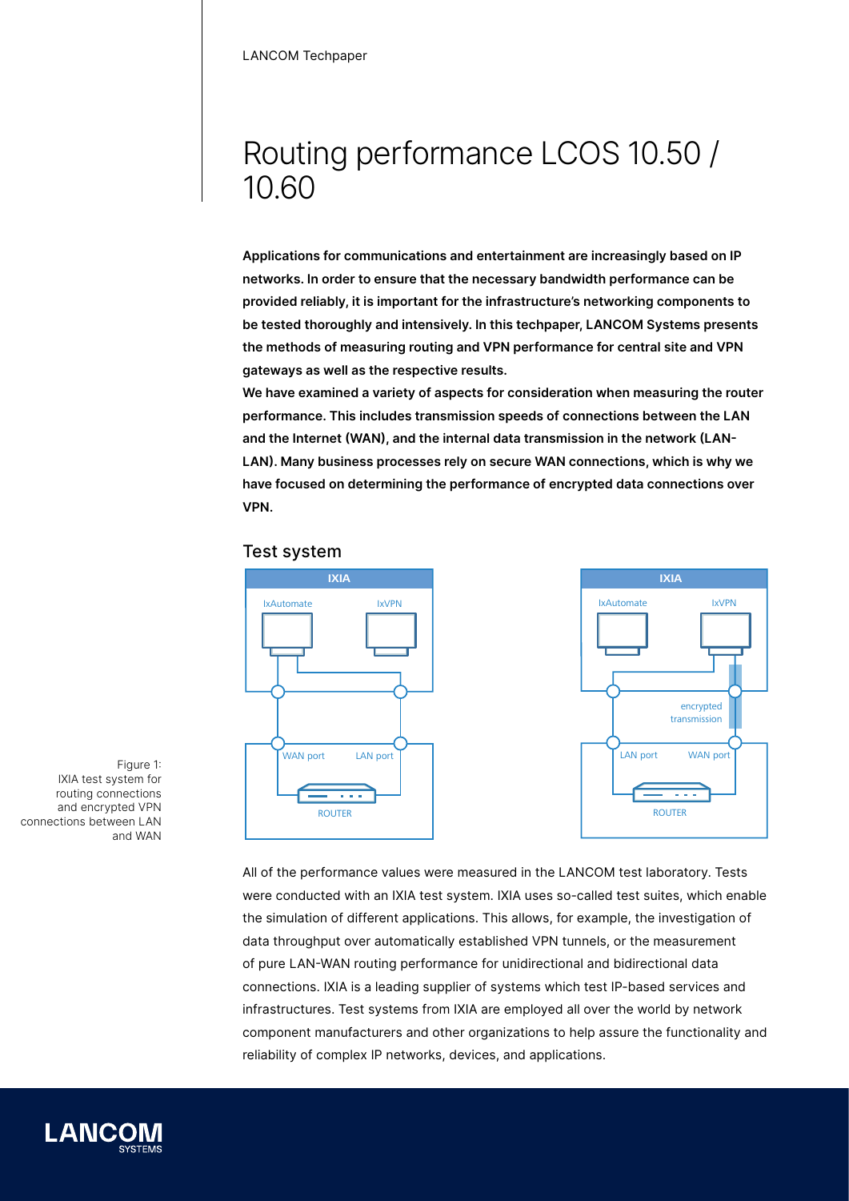# Routing performance LCOS 10.50 / 10.60

**Applications for communications and entertainment are increasingly based on IP networks. In order to ensure that the necessary bandwidth performance can be provided reliably, it is important for the infrastructure's networking components to be tested thoroughly and intensively. In this techpaper, LANCOM Systems presents the methods of measuring routing and VPN performance for central site and VPN gateways as well as the respective results.**

**We have examined a variety of aspects for consideration when measuring the router performance. This includes transmission speeds of connections between the LAN and the Internet (WAN), and the internal data transmission in the network (LAN-LAN). Many business processes rely on secure WAN connections, which is why we have focused on determining the performance of encrypted data connections over VPN.**

## Test system

Figure 1: IXIA test system for routing connections and encrypted VPN connections between LAN and WAN

All of the performance values were measured in the LANCOM test laboratory. Tests were conducted with an IXIA test system. IXIA uses so-called test suites, which enable the simulation of different applications. This allows, for example, the investigation of data throughput over automatically established VPN tunnels, or the measurement of pure LAN-WAN routing performance for unidirectional and bidirectional data connections. IXIA is a leading supplier of systems which test IP-based services and infrastructures. Test systems from IXIA are employed all over the world by network component manufacturers and other organizations to help assure the functionality and reliability of complex IP networks, devices, and applications.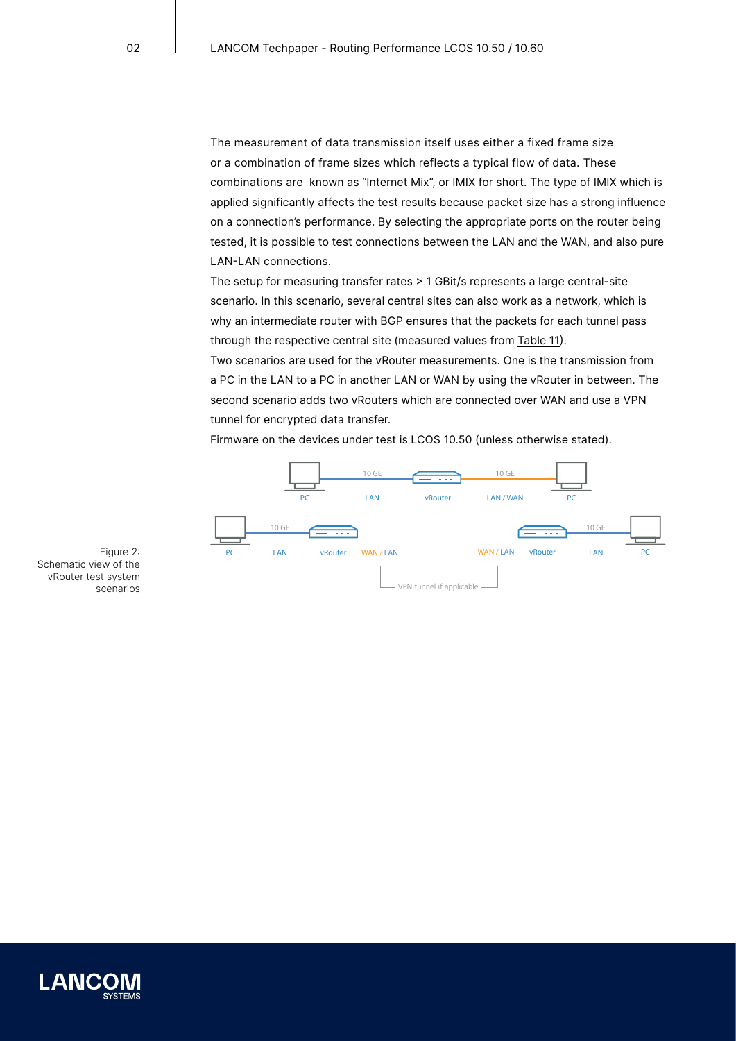The measurement of data transmission itself uses either a fixed frame size or a combination of frame sizes which reflects a typical flow of data. These combinations are known as "Internet Mix", or IMIX for short. The type of IMIX which is applied significantly affects the test results because packet size has a strong influence on a connection's performance. By selecting the appropriate ports on the router being tested, it is possible to test connections between the LAN and the WAN, and also pure LAN-LAN connections.

The setup for measuring transfer rates > 1 GBit/s represents a large central-site scenario. In this scenario, several central sites can also work as a network, which is why an intermediate router with BGP ensures that the packets for each tunnel pass through the respective central site (measured values from Table 11).

Two scenarios are used for the vRouter measurements. One is the transmission from a PC in the LAN to a PC in another LAN or WAN by using the vRouter in between. The second scenario adds two vRouters which are connected over WAN and use a VPN tunnel for encrypted data transfer.

Firmware on the devices under test is LCOS 10.50 (unless otherwise stated).

Figure 2: Schematic view of the vRouter test system scenarios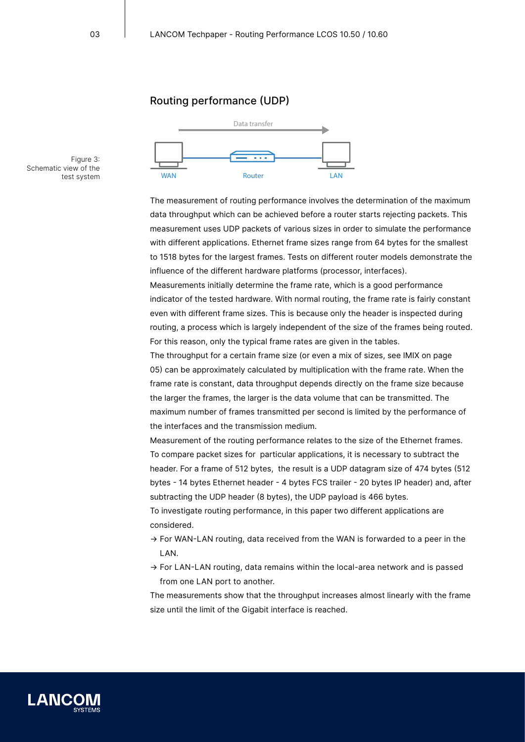## Routing performance (UDP)

Figure 3: Schematic view of the test system

The measurement of routing performance involves the determination of the maximum data throughput which can be achieved before a router starts rejecting packets. This measurement uses UDP packets of various sizes in order to simulate the performance with different applications. Ethernet frame sizes range from 64 bytes for the smallest to 1518 bytes for the largest frames. Tests on different router models demonstrate the influence of the different hardware platforms (processor, interfaces).

Measurements initially determine the frame rate, which is a good performance indicator of the tested hardware. With normal routing, the frame rate is fairly constant even with different frame sizes. This is because only the header is inspected during routing, a process which is largely independent of the size of the frames being routed. For this reason, only the typical frame rates are given in the tables.

The throughput for a certain frame size (or even a mix of sizes, see IMIX on page 05) can be approximately calculated by multiplication with the frame rate. When the frame rate is constant, data throughput depends directly on the frame size because the larger the frames, the larger is the data volume that can be transmitted. The maximum number of frames transmitted per second is limited by the performance of the interfaces and the transmission medium.

Measurement of the routing performance relates to the size of the Ethernet frames. To compare packet sizes for particular applications, it is necessary to subtract the header. For a frame of 512 bytes, the result is a UDP datagram size of 474 bytes (512 bytes - 14 bytes Ethernet header - 4 bytes FCS trailer - 20 bytes IP header) and, after subtracting the UDP header (8 bytes), the UDP payload is 466 bytes.

To investigate routing performance, in this paper two different applications are considered.

- → For WAN-LAN routing, data received from the WAN is forwarded to a peer in the LAN.
- → For LAN-LAN routing, data remains within the local-area network and is passed from one LAN port to another.

The measurements show that the throughput increases almost linearly with the frame size until the limit of the Gigabit interface is reached.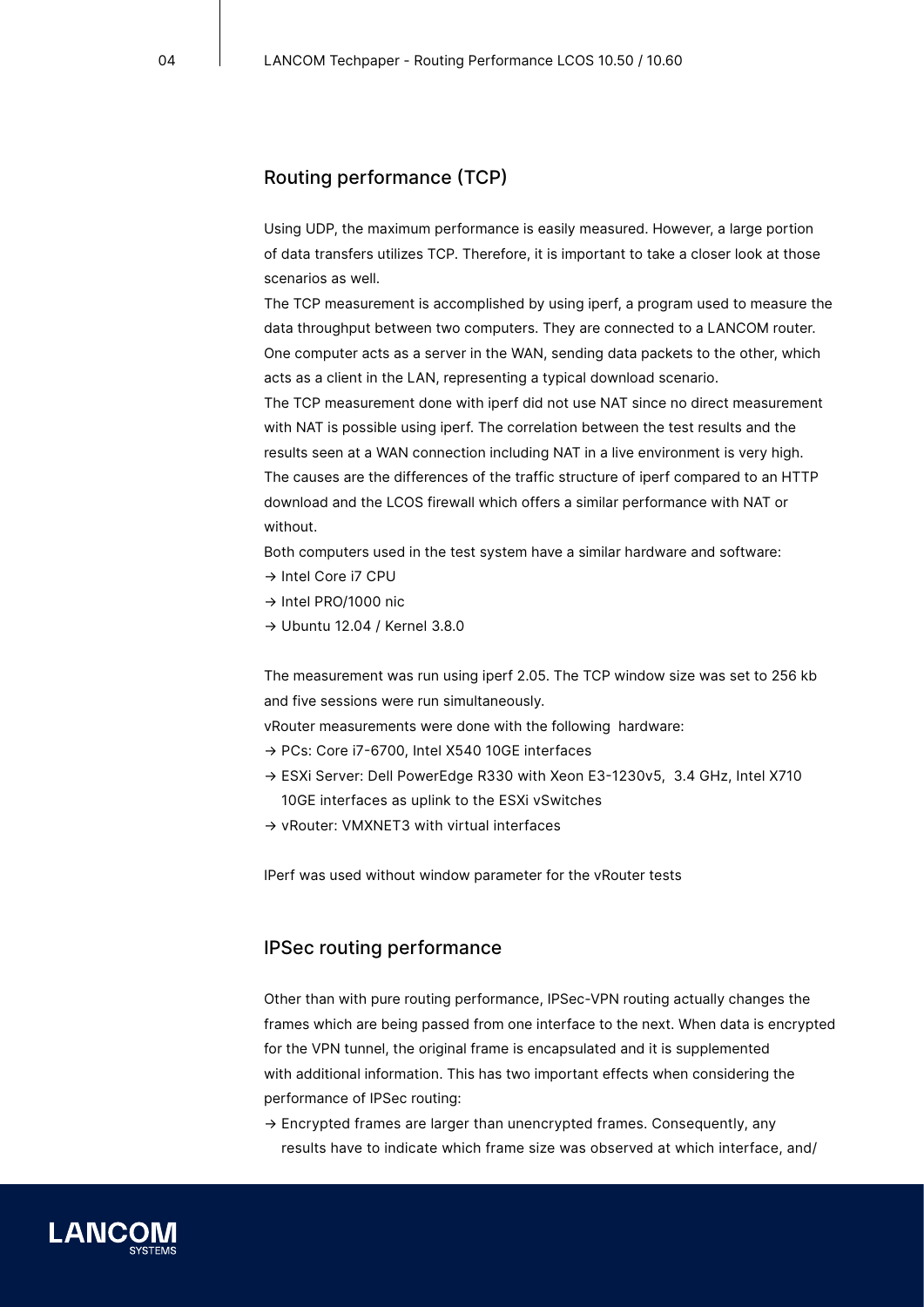## Routing performance (TCP)

Using UDP, the maximum performance is easily measured. However, a large portion of data transfers utilizes TCP. Therefore, it is important to take a closer look at those scenarios as well.

The TCP measurement is accomplished by using iperf, a program used to measure the data throughput between two computers. They are connected to a LANCOM router. One computer acts as a server in the WAN, sending data packets to the other, which acts as a client in the LAN, representing a typical download scenario.

The TCP measurement done with iperf did not use NAT since no direct measurement with NAT is possible using iperf. The correlation between the test results and the results seen at a WAN connection including NAT in a live environment is very high. The causes are the differences of the traffic structure of iperf compared to an HTTP download and the LCOS firewall which offers a similar performance with NAT or without.

Both computers used in the test system have a similar hardware and software:

→ Intel Core i7 CPU
→ Intel PRO/1000 nic
→ Ubuntu 12.04 / Kernel 3.8.0

The measurement was run using iperf 2.05. The TCP window size was set to 256 kb and five sessions were run simultaneously.

vRouter measurements were done with the following hardware:

→ PCs: Core i7-6700, Intel X540 10GE interfaces
→ ESXi Server: Dell PowerEdge R330 with Xeon E3-1230v5, 3.4 GHz, Intel X710 10GE interfaces as uplink to the ESXi vSwitches
→ vRouter: VMXNET3 with virtual interfaces

IPerf was used without window parameter for the vRouter tests

## IPSec routing performance

Other than with pure routing performance, IPSec-VPN routing actually changes the frames which are being passed from one interface to the next. When data is encrypted for the VPN tunnel, the original frame is encapsulated and it is supplemented with additional information. This has two important effects when considering the performance of IPSec routing:

→ Encrypted frames are larger than unencrypted frames. Consequently, any results have to indicate which frame size was observed at which interface, and/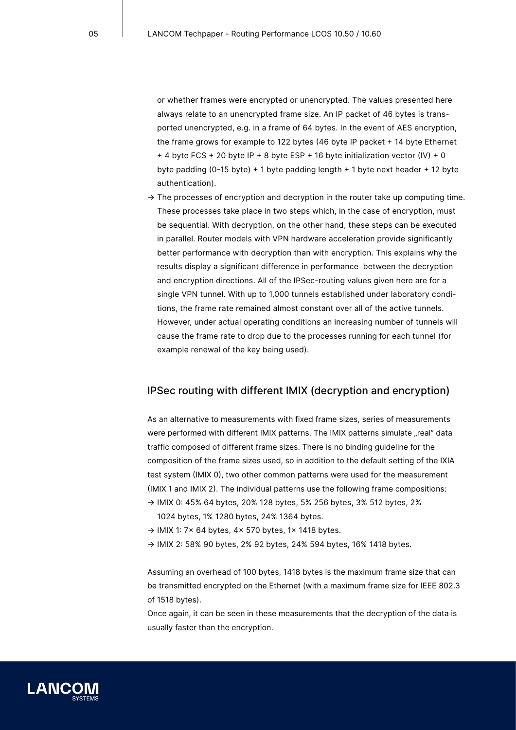or whether frames were encrypted or unencrypted. The values presented here always relate to an unencrypted frame size. An IP packet of 46 bytes is transported unencrypted, e.g. in a frame of 64 bytes. In the event of AES encryption, the frame grows for example to 122 bytes (46 byte IP packet + 14 byte Ethernet + 4 byte FCS + 20 byte IP + 8 byte ESP + 16 byte initialization vector (IV) + 0 byte padding (0-15 byte) + 1 byte padding length + 1 byte next header + 12 byte authentication).

→ The processes of encryption and decryption in the router take up computing time. These processes take place in two steps which, in the case of encryption, must be sequential. With decryption, on the other hand, these steps can be executed in parallel. Router models with VPN hardware acceleration provide significantly better performance with decryption than with encryption. This explains why the results display a significant difference in performance between the decryption and encryption directions. All of the IPSec-routing values given here are for a single VPN tunnel. With up to 1,000 tunnels established under laboratory conditions, the frame rate remained almost constant over all of the active tunnels. However, under actual operating conditions an increasing number of tunnels will cause the frame rate to drop due to the processes running for each tunnel (for example renewal of the key being used).

## IPSec routing with different IMIX (decryption and encryption)

As an alternative to measurements with fixed frame sizes, series of measurements were performed with different IMIX patterns. The IMIX patterns simulate „real" data traffic composed of different frame sizes. There is no binding guideline for the composition of the frame sizes used, so in addition to the default setting of the IXIA test system (IMIX 0), two other common patterns were used for the measurement (IMIX 1 and IMIX 2). The individual patterns use the following frame compositions:

→ IMIX 0: 45% 64 bytes, 20% 128 bytes, 5% 256 bytes, 3% 512 bytes, 2% 1024 bytes, 1% 1280 bytes, 24% 1364 bytes.

→ IMIX 1: 7× 64 bytes, 4× 570 bytes, 1× 1418 bytes.

→ IMIX 2: 58% 90 bytes, 2% 92 bytes, 24% 594 bytes, 16% 1418 bytes.

Assuming an overhead of 100 bytes, 1418 bytes is the maximum frame size that can be transmitted encrypted on the Ethernet (with a maximum frame size for IEEE 802.3 of 1518 bytes).
Once again, it can be seen in these measurements that the decryption of the data is usually faster than the encryption.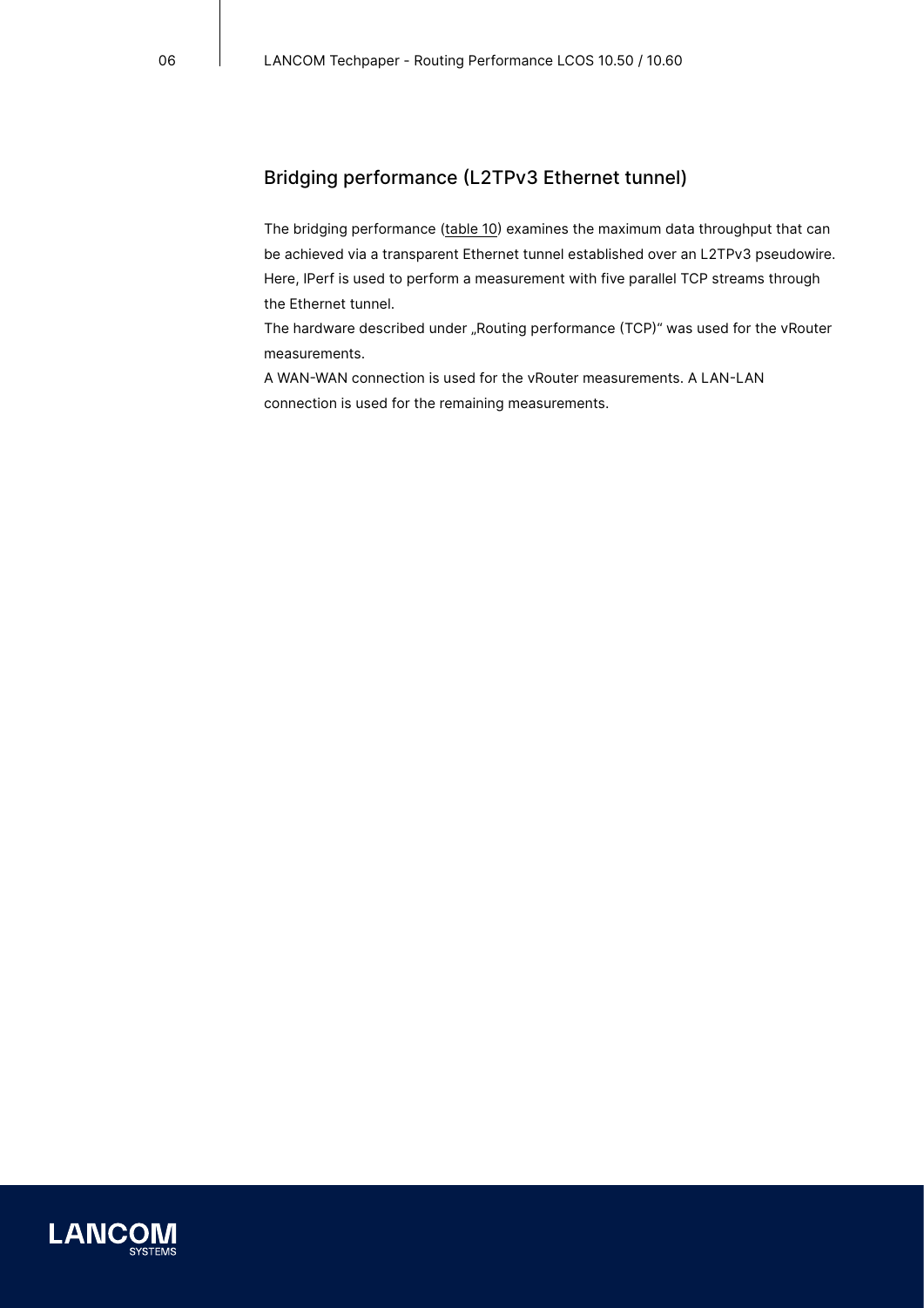## Bridging performance (L2TPv3 Ethernet tunnel)

The bridging performance (table 10) examines the maximum data throughput that can be achieved via a transparent Ethernet tunnel established over an L2TPv3 pseudowire. Here, IPerf is used to perform a measurement with five parallel TCP streams through the Ethernet tunnel.

The hardware described under „Routing performance (TCP)“ was used for the vRouter measurements.

A WAN-WAN connection is used for the vRouter measurements. A LAN-LAN connection is used for the remaining measurements.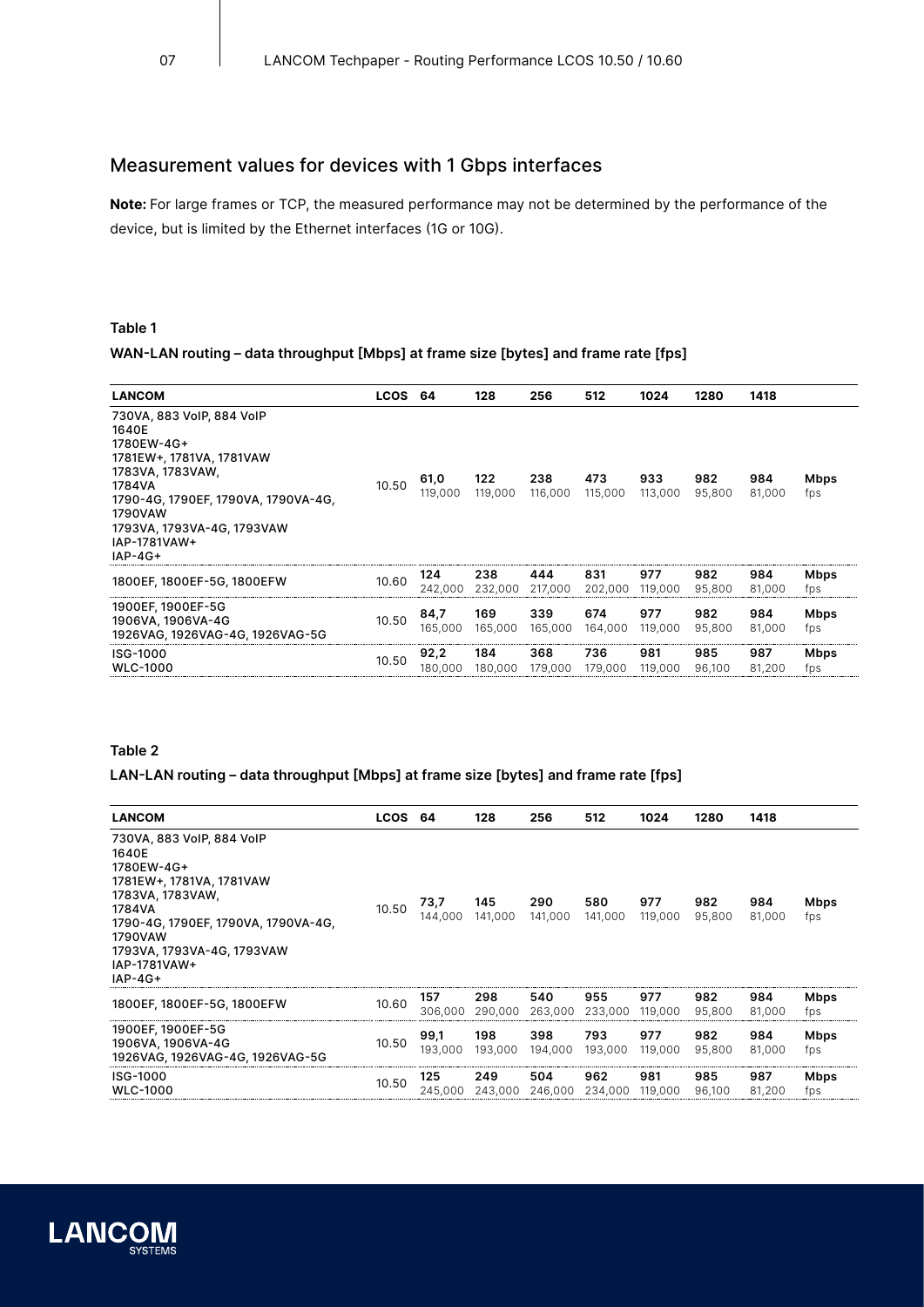## Measurement values for devices with 1 Gbps interfaces

**Note:** For large frames or TCP, the measured performance may not be determined by the performance of the device, but is limited by the Ethernet interfaces (1G or 10G).

**Table 1**

**WAN-LAN routing – data throughput [Mbps] at frame size [bytes] and frame rate [fps]**

| LANCOM | LCOS | 64 | 128 | 256 | 512 | 1024 | 1280 | 1418 | |
|---|---|---|---|---|---|---|---|---|---|
| 730VA, 883 VoIP, 884 VoIP<br>1640E<br>1780EW-4G+<br>1781EW+, 1781VA, 1781VAW<br>1783VA, 1783VAW,<br>1784VA<br>1790-4G, 1790EF, 1790VA, 1790VA-4G,<br>1790VAW<br>1793VA, 1793VA-4G, 1793VAW<br>IAP-1781VAW+<br>IAP-4G+ | 10.50 | **61,0**<br>119,000 | **122**<br>119,000 | **238**<br>116,000 | **473**<br>115,000 | **933**<br>113,000 | **982**<br>95,800 | **984**<br>81,000 | **Mbps**<br>fps |
| 1800EF, 1800EF-5G, 1800EFW | 10.60 | **124**<br>242,000 | **238**<br>232,000 | **444**<br>217,000 | **831**<br>202,000 | **977**<br>119,000 | **982**<br>95,800 | **984**<br>81,000 | **Mbps**<br>fps |
| 1900EF, 1900EF-5G<br>1906VA, 1906VA-4G<br>1926VAG, 1926VAG-4G, 1926VAG-5G | 10.50 | **84,7**<br>165,000 | **169**<br>165,000 | **339**<br>165,000 | **674**<br>164,000 | **977**<br>119,000 | **982**<br>95,800 | **984**<br>81,000 | **Mbps**<br>fps |
| ISG-1000<br>WLC-1000 | 10.50 | **92,2**<br>180,000 | **184**<br>180,000 | **368**<br>179,000 | **736**<br>179,000 | **981**<br>119,000 | **985**<br>96,100 | **987**<br>81,200 | **Mbps**<br>fps |

**Table 2**

**LAN-LAN routing – data throughput [Mbps] at frame size [bytes] and frame rate [fps]**

| LANCOM | LCOS | 64 | 128 | 256 | 512 | 1024 | 1280 | 1418 | |
|---|---|---|---|---|---|---|---|---|---|
| 730VA, 883 VoIP, 884 VoIP<br>1640E<br>1780EW-4G+<br>1781EW+, 1781VA, 1781VAW<br>1783VA, 1783VAW,<br>1784VA<br>1790-4G, 1790EF, 1790VA, 1790VA-4G,<br>1790VAW<br>1793VA, 1793VA-4G, 1793VAW<br>IAP-1781VAW+<br>IAP-4G+ | 10.50 | **73,7**<br>144,000 | **145**<br>141,000 | **290**<br>141,000 | **580**<br>141,000 | **977**<br>119,000 | **982**<br>95,800 | **984**<br>81,000 | **Mbps**<br>fps |
| 1800EF, 1800EF-5G, 1800EFW | 10.60 | **157**<br>306,000 | **298**<br>290,000 | **540**<br>263,000 | **955**<br>233,000 | **977**<br>119,000 | **982**<br>95,800 | **984**<br>81,000 | **Mbps**<br>fps |
| 1900EF, 1900EF-5G<br>1906VA, 1906VA-4G<br>1926VAG, 1926VAG-4G, 1926VAG-5G | 10.50 | **99,1**<br>193,000 | **198**<br>193,000 | **398**<br>194,000 | **793**<br>193,000 | **977**<br>119,000 | **982**<br>95,800 | **984**<br>81,000 | **Mbps**<br>fps |
| ISG-1000<br>WLC-1000 | 10.50 | **125**<br>245,000 | **249**<br>243,000 | **504**<br>246,000 | **962**<br>234,000 | **981**<br>119,000 | **985**<br>96,100 | **987**<br>81,200 | **Mbps**<br>fps |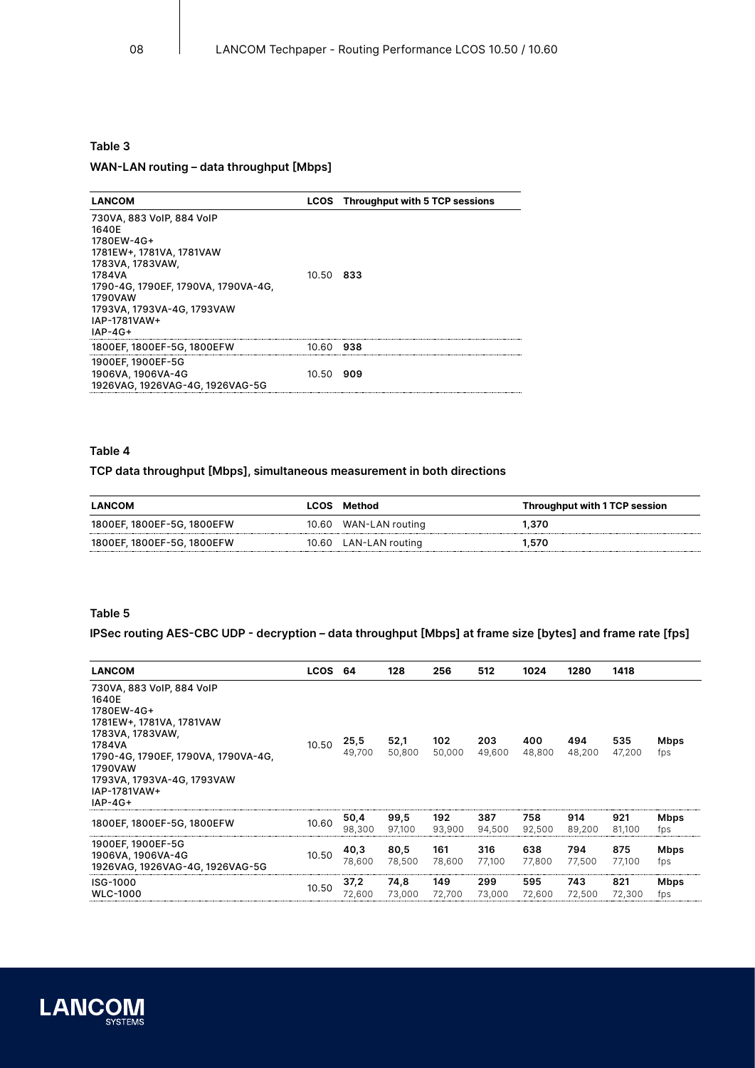### Table 3

**WAN-LAN routing – data throughput [Mbps]**

| LANCOM | LCOS | Throughput with 5 TCP sessions |
|---|---|---|
| 730VA, 883 VoIP, 884 VoIP<br>1640E<br>1780EW-4G+<br>1781EW+, 1781VA, 1781VAW<br>1783VA, 1783VAW,<br>1784VA<br>1790-4G, 1790EF, 1790VA, 1790VA-4G,<br>1790VAW<br>1793VA, 1793VA-4G, 1793VAW<br>IAP-1781VAW+<br>IAP-4G+ | 10.50 | **833** |
| 1800EF, 1800EF-5G, 1800EFW | 10.60 | **938** |
| 1900EF, 1900EF-5G<br>1906VA, 1906VA-4G<br>1926VAG, 1926VAG-4G, 1926VAG-5G | 10.50 | **909** |

### Table 4

**TCP data throughput [Mbps], simultaneous measurement in both directions**

| LANCOM | LCOS | Method | Throughput with 1 TCP session |
|---|---|---|---|
| 1800EF, 1800EF-5G, 1800EFW | 10.60 | WAN-LAN routing | **1,370** |
| 1800EF, 1800EF-5G, 1800EFW | 10.60 | LAN-LAN routing | **1,570** |

### Table 5

**IPSec routing AES-CBC UDP - decryption – data throughput [Mbps] at frame size [bytes] and frame rate [fps]**

| LANCOM | LCOS | 64 | 128 | 256 | 512 | 1024 | 1280 | 1418 | |
|---|---|---|---|---|---|---|---|---|---|
| 730VA, 883 VoIP, 884 VoIP<br>1640E<br>1780EW-4G+<br>1781EW+, 1781VA, 1781VAW<br>1783VA, 1783VAW,<br>1784VA<br>1790-4G, 1790EF, 1790VA, 1790VA-4G,<br>1790VAW<br>1793VA, 1793VA-4G, 1793VAW<br>IAP-1781VAW+<br>IAP-4G+ | 10.50 | **25,5**<br>49,700 | **52,1**<br>50,800 | **102**<br>50,000 | **203**<br>49,600 | **400**<br>48,800 | **494**<br>48,200 | **535**<br>47,200 | **Mbps**<br>fps |
| 1800EF, 1800EF-5G, 1800EFW | 10.60 | **50,4**<br>98,300 | **99,5**<br>97,100 | **192**<br>93,900 | **387**<br>94,500 | **758**<br>92,500 | **914**<br>89,200 | **921**<br>81,100 | **Mbps**<br>fps |
| 1900EF, 1900EF-5G<br>1906VA, 1906VA-4G<br>1926VAG, 1926VAG-4G, 1926VAG-5G | 10.50 | **40,3**<br>78,600 | **80,5**<br>78,500 | **161**<br>78,600 | **316**<br>77,100 | **638**<br>77,800 | **794**<br>77,500 | **875**<br>77,100 | **Mbps**<br>fps |
| ISG-1000<br>WLC-1000 | 10.50 | **37,2**<br>72,600 | **74,8**<br>73,000 | **149**<br>72,700 | **299**<br>73,000 | **595**<br>72,600 | **743**<br>72,500 | **821**<br>72,300 | **Mbps**<br>fps |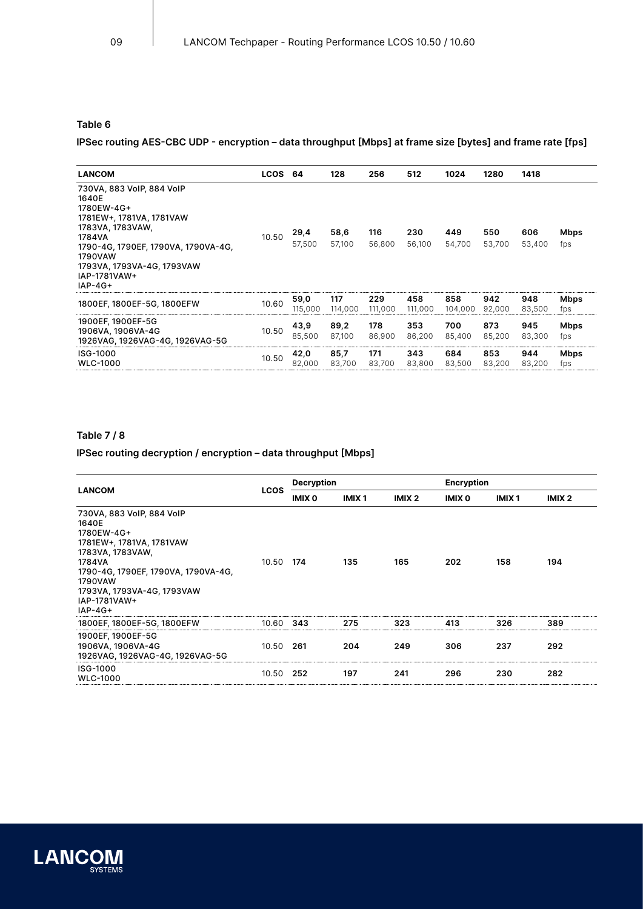#### Table 6

**IPSec routing AES-CBC UDP - encryption – data throughput [Mbps] at frame size [bytes] and frame rate [fps]**

| LANCOM | LCOS | 64 | 128 | 256 | 512 | 1024 | 1280 | 1418 | |
|---|---|---|---|---|---|---|---|---|---|
| 730VA, 883 VoIP, 884 VoIP<br>1640E<br>1780EW-4G+<br>1781EW+, 1781VA, 1781VAW<br>1783VA, 1783VAW,<br>1784VA<br>1790-4G, 1790EF, 1790VA, 1790VA-4G,<br>1790VAW<br>1793VA, 1793VA-4G, 1793VAW<br>IAP-1781VAW+<br>IAP-4G+ | 10.50 | **29,4**<br>57,500 | **58,6**<br>57,100 | **116**<br>56,800 | **230**<br>56,100 | **449**<br>54,700 | **550**<br>53,700 | **606**<br>53,400 | **Mbps**<br>fps |
| 1800EF, 1800EF-5G, 1800EFW | 10.60 | **59,0**<br>115,000 | **117**<br>114,000 | **229**<br>111,000 | **458**<br>111,000 | **858**<br>104,000 | **942**<br>92,000 | **948**<br>83,500 | **Mbps**<br>fps |
| 1900EF, 1900EF-5G<br>1906VA, 1906VA-4G<br>1926VAG, 1926VAG-4G, 1926VAG-5G | 10.50 | **43,9**<br>85,500 | **89,2**<br>87,100 | **178**<br>86,900 | **353**<br>86,200 | **700**<br>85,400 | **873**<br>85,200 | **945**<br>83,300 | **Mbps**<br>fps |
| ISG-1000<br>WLC-1000 | 10.50 | **42,0**<br>82,000 | **85,7**<br>83,700 | **171**<br>83,700 | **343**<br>83,800 | **684**<br>83,500 | **853**<br>83,200 | **944**<br>83,200 | **Mbps**<br>fps |

#### Table 7 / 8

**IPSec routing decryption / encryption – data throughput [Mbps]**

| LANCOM | LCOS | Decryption | | | Encryption | | |
|---|---|---|---|---|---|---|---|
| | | IMIX 0 | IMIX 1 | IMIX 2 | IMIX 0 | IMIX 1 | IMIX 2 |
| 730VA, 883 VoIP, 884 VoIP<br>1640E<br>1780EW-4G+<br>1781EW+, 1781VA, 1781VAW<br>1783VA, 1783VAW,<br>1784VA<br>1790-4G, 1790EF, 1790VA, 1790VA-4G,<br>1790VAW<br>1793VA, 1793VA-4G, 1793VAW<br>IAP-1781VAW+<br>IAP-4G+ | 10.50 | **174** | **135** | **165** | **202** | **158** | **194** |
| 1800EF, 1800EF-5G, 1800EFW | 10.60 | **343** | **275** | **323** | **413** | **326** | **389** |
| 1900EF, 1900EF-5G<br>1906VA, 1906VA-4G<br>1926VAG, 1926VAG-4G, 1926VAG-5G | 10.50 | **261** | **204** | **249** | **306** | **237** | **292** |
| ISG-1000<br>WLC-1000 | 10.50 | **252** | **197** | **241** | **296** | **230** | **282** |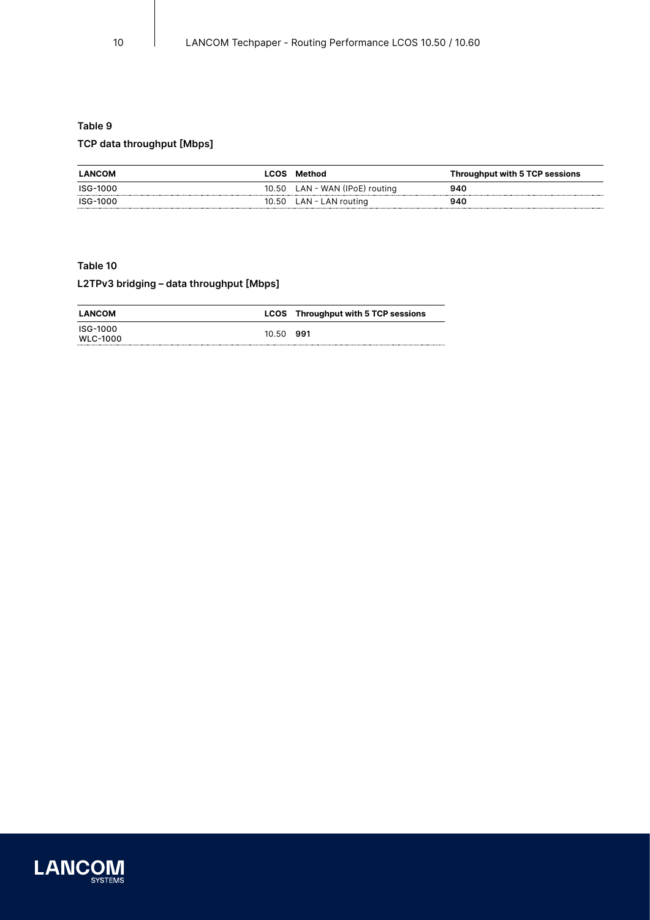**Table 9**

**TCP data throughput [Mbps]**

| LANCOM | LCOS | Method | Throughput with 5 TCP sessions |
| --- | --- | --- | --- |
| ISG-1000 | 10.50 | LAN - WAN (IPoE) routing | **940** |
| ISG-1000 | 10.50 | LAN - LAN routing | **940** |

**Table 10**

**L2TPv3 bridging – data throughput [Mbps]**

| LANCOM | LCOS | Throughput with 5 TCP sessions |
| --- | --- | --- |
| ISG-1000<br>WLC-1000 | 10.50 | **991** |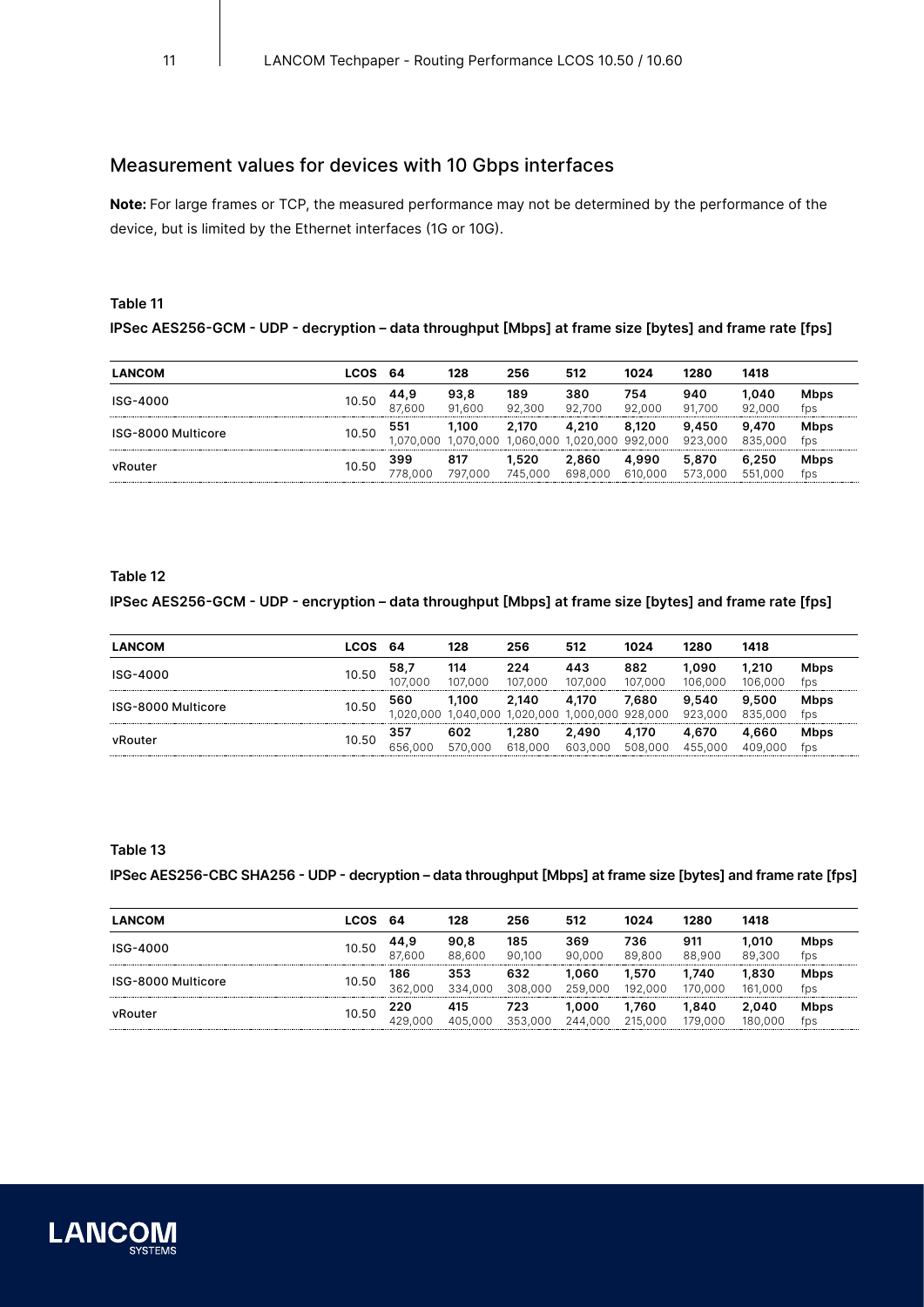## Measurement values for devices with 10 Gbps interfaces

**Note:** For large frames or TCP, the measured performance may not be determined by the performance of the device, but is limited by the Ethernet interfaces (1G or 10G).

**Table 11**

**IPSec AES256-GCM - UDP - decryption – data throughput [Mbps] at frame size [bytes] and frame rate [fps]**

| LANCOM | LCOS | 64 | 128 | 256 | 512 | 1024 | 1280 | 1418 | |
|---|---|---|---|---|---|---|---|---|---|
| ISG-4000 | 10.50 | **44,9**<br>87,600 | **93,8**<br>91,600 | **189**<br>92,300 | **380**<br>92,700 | **754**<br>92,000 | **940**<br>91,700 | **1,040**<br>92,000 | **Mbps**<br>fps |
| ISG-8000 Multicore | 10.50 | **551**<br>1,070,000 | **1,100**<br>1,070,000 | **2,170**<br>1,060,000 | **4,210**<br>1,020,000 | **8,120**<br>992,000 | **9,450**<br>923,000 | **9,470**<br>835,000 | **Mbps**<br>fps |
| vRouter | 10.50 | **399**<br>778,000 | **817**<br>797,000 | **1,520**<br>745,000 | **2,860**<br>698,000 | **4,990**<br>610,000 | **5,870**<br>573,000 | **6,250**<br>551,000 | **Mbps**<br>fps |

**Table 12**

**IPSec AES256-GCM - UDP - encryption – data throughput [Mbps] at frame size [bytes] and frame rate [fps]**

| LANCOM | LCOS | 64 | 128 | 256 | 512 | 1024 | 1280 | 1418 | |
|---|---|---|---|---|---|---|---|---|---|
| ISG-4000 | 10.50 | **58,7**<br>107,000 | **114**<br>107,000 | **224**<br>107,000 | **443**<br>107,000 | **882**<br>107,000 | **1,090**<br>106,000 | **1,210**<br>106,000 | **Mbps**<br>fps |
| ISG-8000 Multicore | 10.50 | **560**<br>1,020,000 | **1,100**<br>1,040,000 | **2,140**<br>1,020,000 | **4,170**<br>1,000,000 | **7,680**<br>928,000 | **9,540**<br>923,000 | **9,500**<br>835,000 | **Mbps**<br>fps |
| vRouter | 10.50 | **357**<br>656,000 | **602**<br>570,000 | **1,280**<br>618,000 | **2,490**<br>603,000 | **4,170**<br>508,000 | **4,670**<br>455,000 | **4,660**<br>409,000 | **Mbps**<br>fps |

**Table 13**

**IPSec AES256-CBC SHA256 - UDP - decryption – data throughput [Mbps] at frame size [bytes] and frame rate [fps]**

| LANCOM | LCOS | 64 | 128 | 256 | 512 | 1024 | 1280 | 1418 | |
|---|---|---|---|---|---|---|---|---|---|
| ISG-4000 | 10.50 | **44,9**<br>87,600 | **90,8**<br>88,600 | **185**<br>90,100 | **369**<br>90,000 | **736**<br>89,800 | **911**<br>88,900 | **1,010**<br>89,300 | **Mbps**<br>fps |
| ISG-8000 Multicore | 10.50 | **186**<br>362,000 | **353**<br>334,000 | **632**<br>308,000 | **1,060**<br>259,000 | **1,570**<br>192,000 | **1,740**<br>170,000 | **1,830**<br>161,000 | **Mbps**<br>fps |
| vRouter | 10.50 | **220**<br>429,000 | **415**<br>405,000 | **723**<br>353,000 | **1,000**<br>244,000 | **1,760**<br>215,000 | **1,840**<br>179,000 | **2,040**<br>180,000 | **Mbps**<br>fps |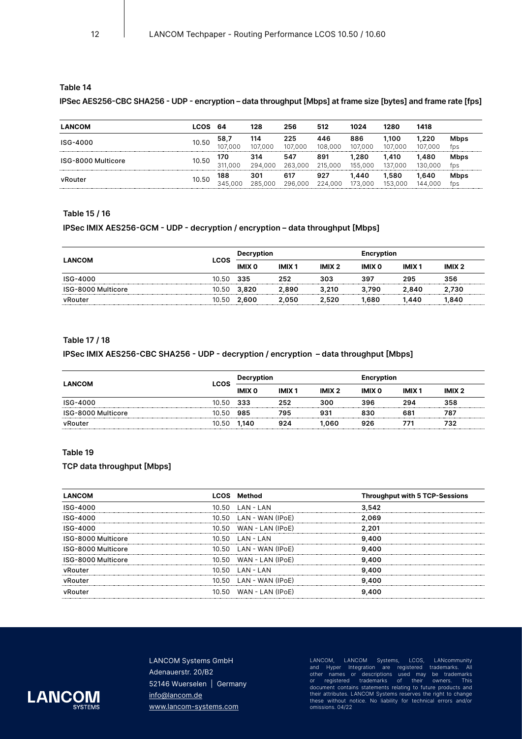**Table 14**

**IPSec AES256-CBC SHA256 - UDP - encryption – data throughput [Mbps] at frame size [bytes] and frame rate [fps]**

| LANCOM | LCOS | 64 | 128 | 256 | 512 | 1024 | 1280 | 1418 | |
|---|---|---|---|---|---|---|---|---|---|
| ISG-4000 | 10.50 | **58,7** 107,000 | **114** 107,000 | **225** 107,000 | **446** 108,000 | **886** 107,000 | **1,100** 107,000 | **1,220** 107,000 | **Mbps** fps |
| ISG-8000 Multicore | 10.50 | **170** 311,000 | **314** 294,000 | **547** 263,000 | **891** 215,000 | **1,280** 155,000 | **1,410** 137,000 | **1,480** 130,000 | **Mbps** fps |
| vRouter | 10.50 | **188** 345,000 | **301** 285,000 | **617** 296,000 | **927** 224,000 | **1,440** 173,000 | **1,580** 153,000 | **1,640** 144,000 | **Mbps** fps |

**Table 15 / 16**

**IPSec IMIX AES256-GCM - UDP - decryption / encryption – data throughput [Mbps]**

| LANCOM | LCOS | Decryption | | | Encryption | | |
|---|---|---|---|---|---|---|---|
| | | IMIX 0 | IMIX 1 | IMIX 2 | IMIX 0 | IMIX 1 | IMIX 2 |
| ISG-4000 | 10.50 | **335** | **252** | **303** | **397** | **295** | **356** |
| ISG-8000 Multicore | 10.50 | **3,820** | **2,890** | **3,210** | **3,790** | **2,840** | **2,730** |
| vRouter | 10.50 | **2,600** | **2,050** | **2,520** | **1,680** | **1,440** | **1,840** |

**Table 17 / 18**

**IPSec IMIX AES256-CBC SHA256 - UDP - decryption / encryption – data throughput [Mbps]**

| LANCOM | LCOS | Decryption | | | Encryption | | |
|---|---|---|---|---|---|---|---|
| | | IMIX 0 | IMIX 1 | IMIX 2 | IMIX 0 | IMIX 1 | IMIX 2 |
| ISG-4000 | 10.50 | **333** | **252** | **300** | **396** | **294** | **358** |
| ISG-8000 Multicore | 10.50 | **985** | **795** | **931** | **830** | **681** | **787** |
| vRouter | 10.50 | **1,140** | **924** | **1,060** | **926** | **771** | **732** |

**Table 19**

**TCP data throughput [Mbps]**

| LANCOM | LCOS | Method | Throughput with 5 TCP-Sessions |
|---|---|---|---|
| ISG-4000 | 10.50 | LAN - LAN | **3,542** |
| ISG-4000 | 10.50 | LAN - WAN (IPoE) | **2,069** |
| ISG-4000 | 10.50 | WAN - LAN (IPoE) | **2,201** |
| ISG-8000 Multicore | 10.50 | LAN - LAN | **9,400** |
| ISG-8000 Multicore | 10.50 | LAN - WAN (IPoE) | **9,400** |
| ISG-8000 Multicore | 10.50 | WAN - LAN (IPoE) | **9,400** |
| vRouter | 10.50 | LAN - LAN | **9,400** |
| vRouter | 10.50 | LAN - WAN (IPoE) | **9,400** |
| vRouter | 10.50 | WAN - LAN (IPoE) | **9,400** |

LANCOM Systems GmbH
Adenauerstr. 20/B2
52146 Wuerselen | Germany
info@lancom.de
www.lancom-systems.com

LANCOM, LANCOM Systems, LCOS, LANcommunity and Hyper Integration are registered trademarks. All other names or descriptions used may be trademarks or registered trademarks of their owners. This document contains statements relating to future products and their attributes. LANCOM Systems reserves the right to change these without notice. No liability for technical errors and/or omissions. 04/22